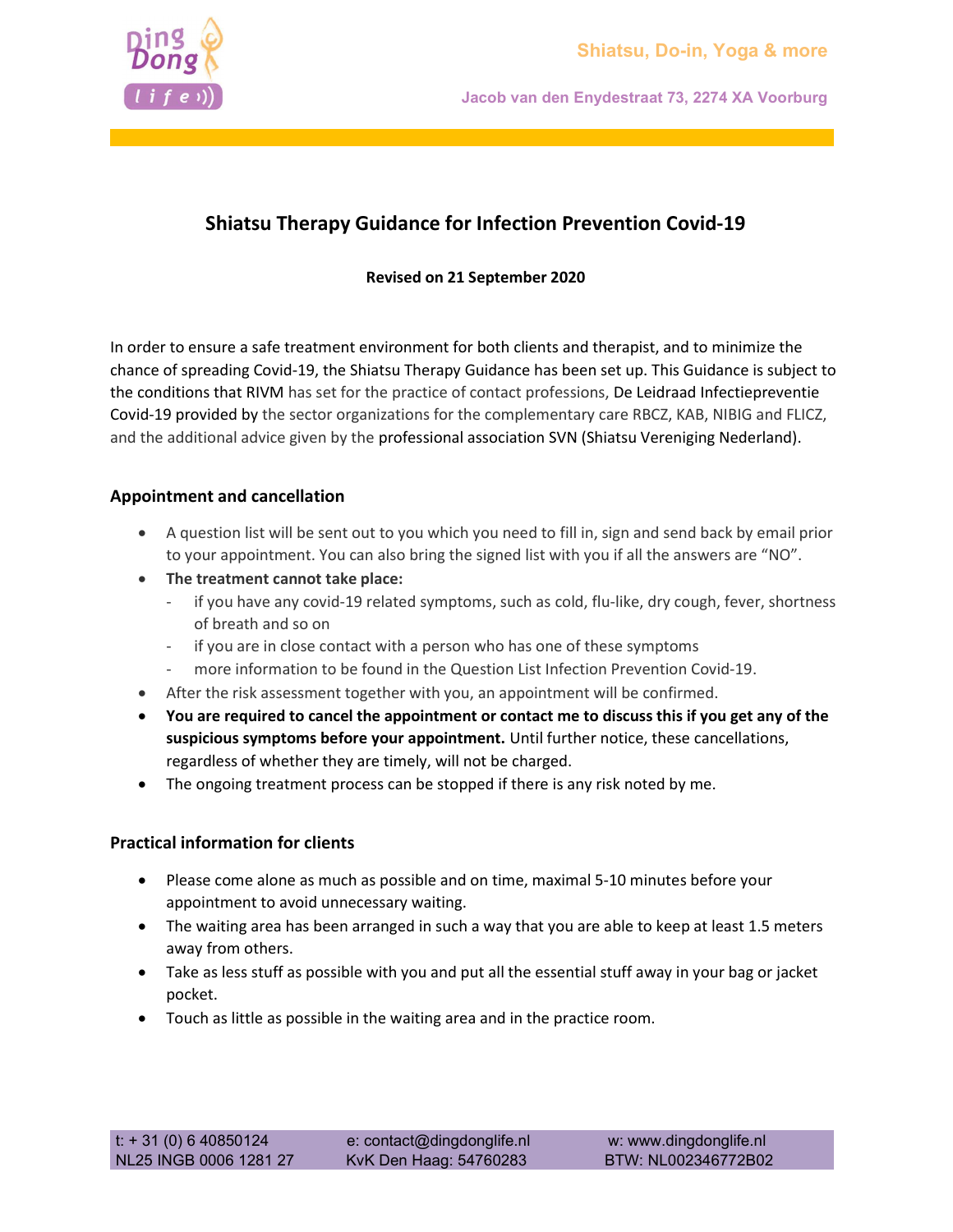# Shiatsu Therapy Guidance for Infection Prevention Covid-19

**Revised on 21 September 2020**

In order to ensure a safe treatment environment for both clients and therapist, and to minimize the chance of spreading Covid-19, the Shiatsu Therapy Guidance has been set up. This Guidance is subject to the conditions that RIVM has set for the practice of contact professions, De Leidraad Infectiepreventie Covid-19 provided by the sector organizations for the complementary care RBCZ, KAB, NIBIG and FLICZ, and the additional advice given by the professional association SVN (Shiatsu Vereniging Nederland).

## Appointment and cancellation

- A question list will be sent out to you which you need to fill in, sign and send back by email prior to your appointment. You can also bring the signed list with you if all the answers are "NO".
- **The treatment cannot take place:**
    - if you have any covid-19 related symptoms, such as cold, flu-like, dry cough, fever, shortness of breath and so on
    - if you are in close contact with a person who has one of these symptoms
    - more information to be found in the Question List Infection Prevention Covid-19.
- After the risk assessment together with you, an appointment will be confirmed.
- **You are required to cancel the appointment or contact me to discuss this if you get any of the suspicious symptoms before your appointment.** Until further notice, these cancellations, regardless of whether they are timely, will not be charged.
- The ongoing treatment process can be stopped if there is any risk noted by me.

## Practical information for clients

- Please come alone as much as possible and on time, maximal 5-10 minutes before your appointment to avoid unnecessary waiting.
- The waiting area has been arranged in such a way that you are able to keep at least 1.5 meters away from others.
- Take as less stuff as possible with you and put all the essential stuff away in your bag or jacket pocket.
- Touch as little as possible in the waiting area and in the practice room.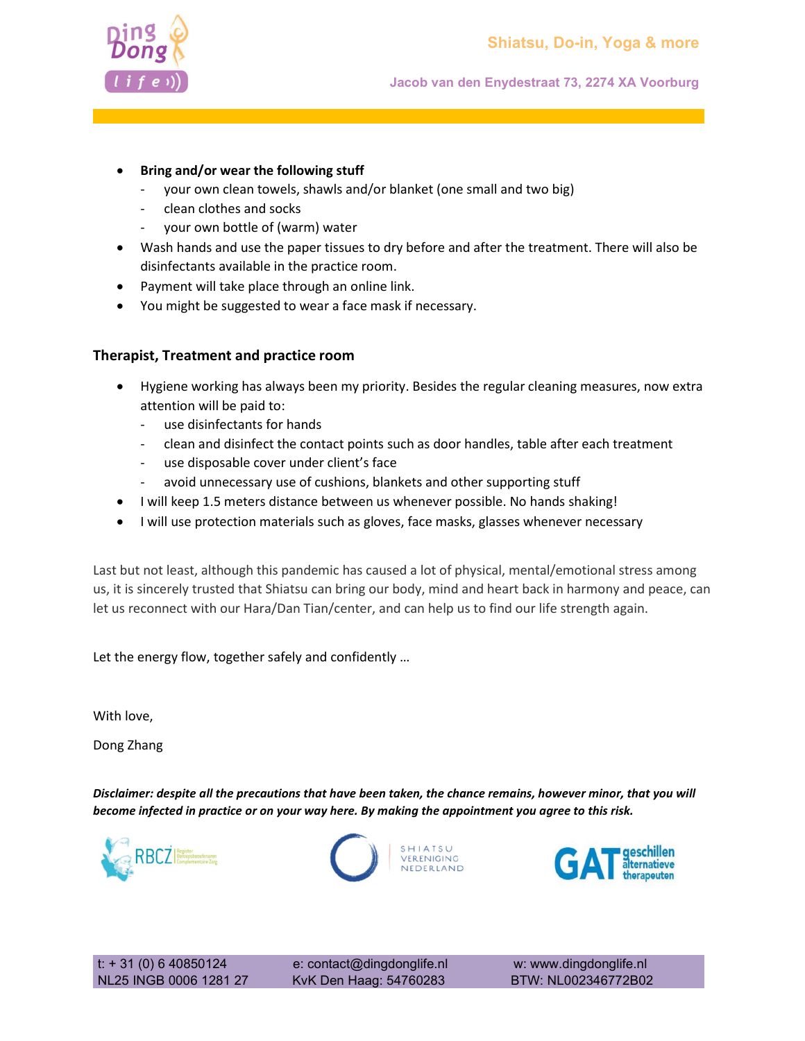- **Bring and/or wear the following stuff**
  - your own clean towels, shawls and/or blanket (one small and two big)
  - clean clothes and socks
  - your own bottle of (warm) water
- Wash hands and use the paper tissues to dry before and after the treatment. There will also be disinfectants available in the practice room.
- Payment will take place through an online link.
- You might be suggested to wear a face mask if necessary.

## Therapist, Treatment and practice room

- Hygiene working has always been my priority. Besides the regular cleaning measures, now extra attention will be paid to:
  - use disinfectants for hands
  - clean and disinfect the contact points such as door handles, table after each treatment
  - use disposable cover under client's face
  - avoid unnecessary use of cushions, blankets and other supporting stuff
- I will keep 1.5 meters distance between us whenever possible. No hands shaking!
- I will use protection materials such as gloves, face masks, glasses whenever necessary

Last but not least, although this pandemic has caused a lot of physical, mental/emotional stress among us, it is sincerely trusted that Shiatsu can bring our body, mind and heart back in harmony and peace, can let us reconnect with our Hara/Dan Tian/center, and can help us to find our life strength again.

Let the energy flow, together safely and confidently …

With love,

Dong Zhang

***Disclaimer: despite all the precautions that have been taken, the chance remains, however minor, that you will become infected in practice or on your way here. By making the appointment you agree to this risk.***

RBCZ Register Beroepsbeoefenaren Complementaire Zorg

SHIATSU VERENIGING NEDERLAND

GAT geschillen alternatieve therapeuten

t: + 31 (0) 6 40850124 | e: contact@dingdonglife.nl | w: www.dingdonglife.nl

NL25 INGB 0006 1281 27 | KvK Den Haag: 54760283 | BTW: NL002346772B02